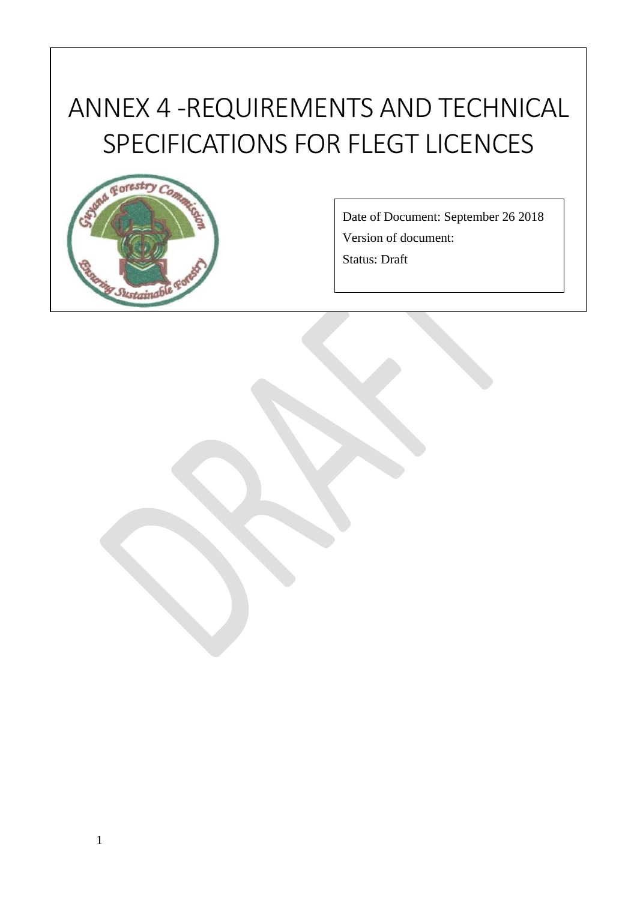# ANNEX 4 -REQUIREMENTS AND TECHNICAL SPECIFICATIONS FOR FLEGT LICENCES

Date of Document: September 26 2018

Version of document:

Status: Draft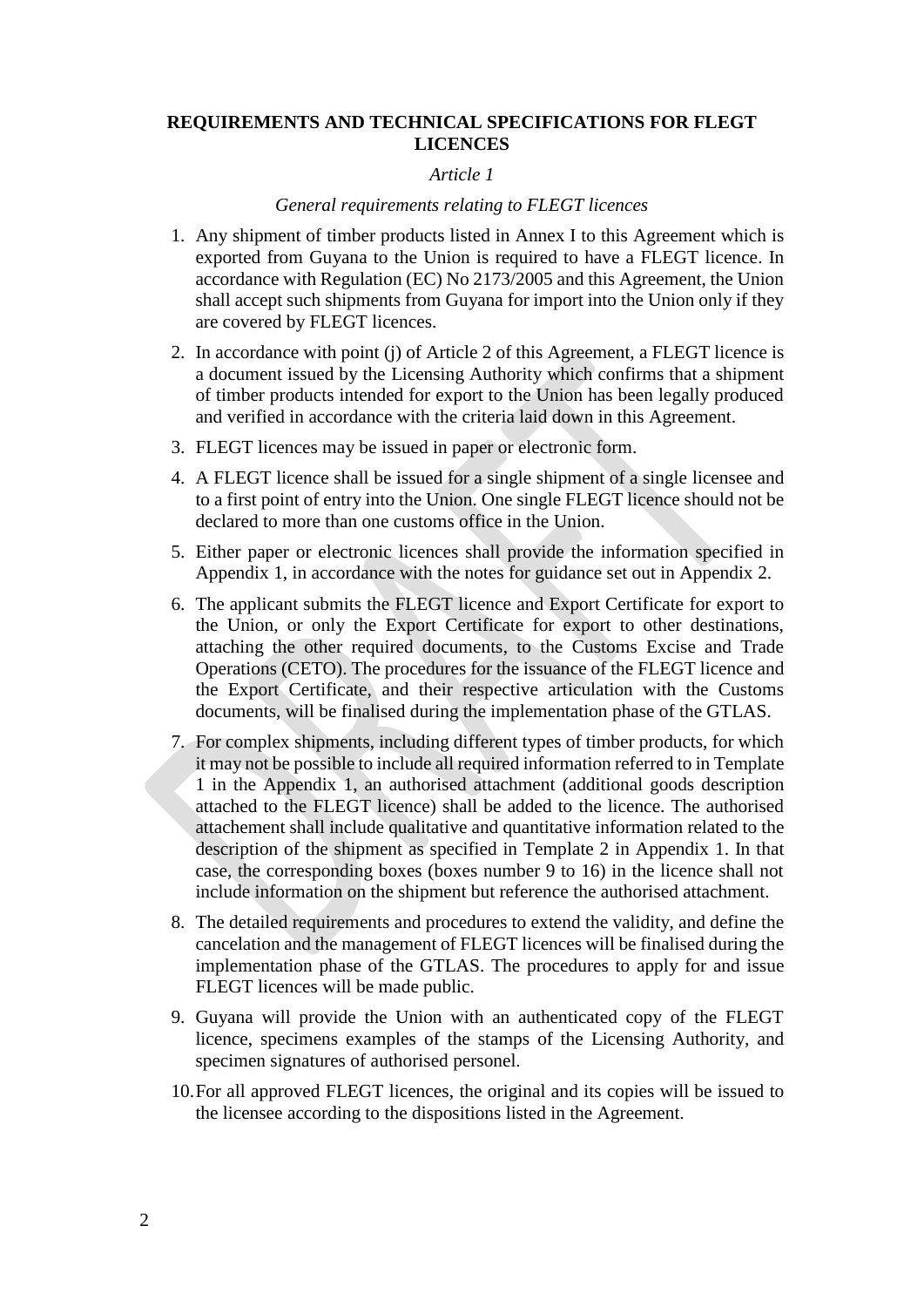## REQUIREMENTS AND TECHNICAL SPECIFICATIONS FOR FLEGT LICENCES

*Article 1*

*General requirements relating to FLEGT licences*

1. Any shipment of timber products listed in Annex I to this Agreement which is exported from Guyana to the Union is required to have a FLEGT licence. In accordance with Regulation (EC) No 2173/2005 and this Agreement, the Union shall accept such shipments from Guyana for import into the Union only if they are covered by FLEGT licences.
2. In accordance with point (j) of Article 2 of this Agreement, a FLEGT licence is a document issued by the Licensing Authority which confirms that a shipment of timber products intended for export to the Union has been legally produced and verified in accordance with the criteria laid down in this Agreement.
3. FLEGT licences may be issued in paper or electronic form.
4. A FLEGT licence shall be issued for a single shipment of a single licensee and to a first point of entry into the Union. One single FLEGT licence should not be declared to more than one customs office in the Union.
5. Either paper or electronic licences shall provide the information specified in Appendix 1, in accordance with the notes for guidance set out in Appendix 2.
6. The applicant submits the FLEGT licence and Export Certificate for export to the Union, or only the Export Certificate for export to other destinations, attaching the other required documents, to the Customs Excise and Trade Operations (CETO). The procedures for the issuance of the FLEGT licence and the Export Certificate, and their respective articulation with the Customs documents, will be finalised during the implementation phase of the GTLAS.
7. For complex shipments, including different types of timber products, for which it may not be possible to include all required information referred to in Template 1 in the Appendix 1, an authorised attachment (additional goods description attached to the FLEGT licence) shall be added to the licence. The authorised attachement shall include qualitative and quantitative information related to the description of the shipment as specified in Template 2 in Appendix 1. In that case, the corresponding boxes (boxes number 9 to 16) in the licence shall not include information on the shipment but reference the authorised attachment.
8. The detailed requirements and procedures to extend the validity, and define the cancelation and the management of FLEGT licences will be finalised during the implementation phase of the GTLAS. The procedures to apply for and issue FLEGT licences will be made public.
9. Guyana will provide the Union with an authenticated copy of the FLEGT licence, specimens examples of the stamps of the Licensing Authority, and specimen signatures of authorised personel.
10. For all approved FLEGT licences, the original and its copies will be issued to the licensee according to the dispositions listed in the Agreement.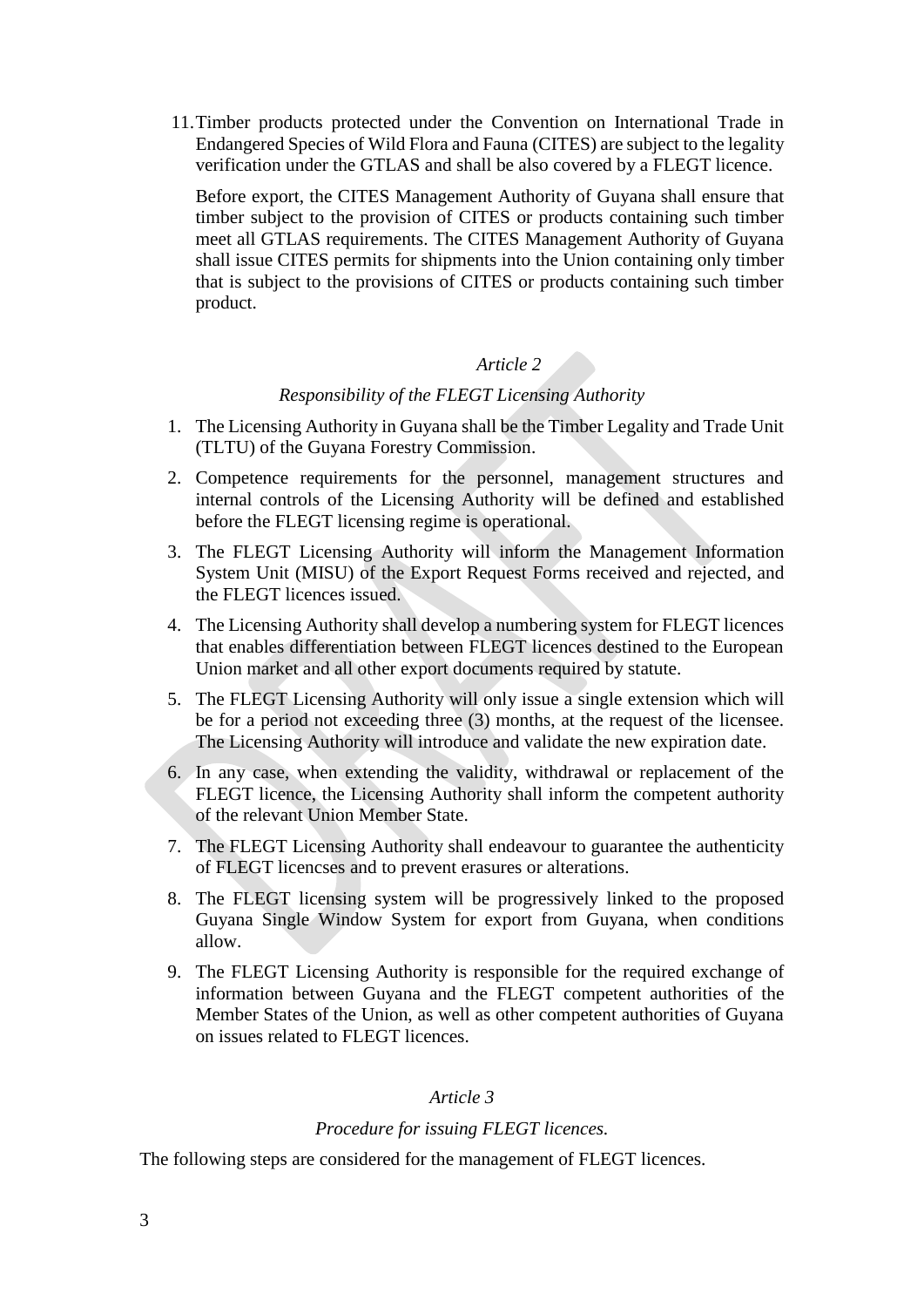11. Timber products protected under the Convention on International Trade in Endangered Species of Wild Flora and Fauna (CITES) are subject to the legality verification under the GTLAS and shall be also covered by a FLEGT licence.

    Before export, the CITES Management Authority of Guyana shall ensure that timber subject to the provision of CITES or products containing such timber meet all GTLAS requirements. The CITES Management Authority of Guyana shall issue CITES permits for shipments into the Union containing only timber that is subject to the provisions of CITES or products containing such timber product.

*Article 2*

*Responsibility of the FLEGT Licensing Authority*

1. The Licensing Authority in Guyana shall be the Timber Legality and Trade Unit (TLTU) of the Guyana Forestry Commission.
2. Competence requirements for the personnel, management structures and internal controls of the Licensing Authority will be defined and established before the FLEGT licensing regime is operational.
3. The FLEGT Licensing Authority will inform the Management Information System Unit (MISU) of the Export Request Forms received and rejected, and the FLEGT licences issued.
4. The Licensing Authority shall develop a numbering system for FLEGT licences that enables differentiation between FLEGT licences destined to the European Union market and all other export documents required by statute.
5. The FLEGT Licensing Authority will only issue a single extension which will be for a period not exceeding three (3) months, at the request of the licensee. The Licensing Authority will introduce and validate the new expiration date.
6. In any case, when extending the validity, withdrawal or replacement of the FLEGT licence, the Licensing Authority shall inform the competent authority of the relevant Union Member State.
7. The FLEGT Licensing Authority shall endeavour to guarantee the authenticity of FLEGT licencses and to prevent erasures or alterations.
8. The FLEGT licensing system will be progressively linked to the proposed Guyana Single Window System for export from Guyana, when conditions allow.
9. The FLEGT Licensing Authority is responsible for the required exchange of information between Guyana and the FLEGT competent authorities of the Member States of the Union, as well as other competent authorities of Guyana on issues related to FLEGT licences.

*Article 3*

*Procedure for issuing FLEGT licences.*

The following steps are considered for the management of FLEGT licences.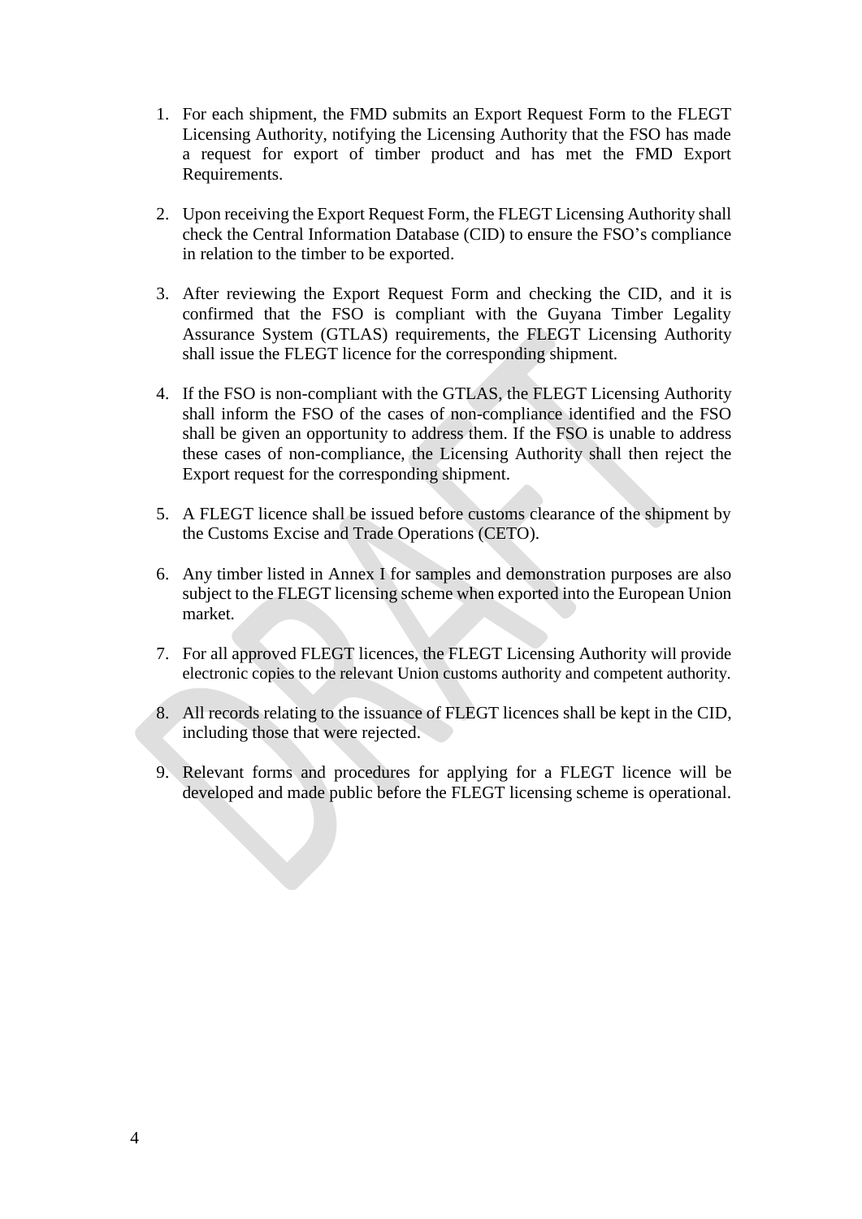1. For each shipment, the FMD submits an Export Request Form to the FLEGT Licensing Authority, notifying the Licensing Authority that the FSO has made a request for export of timber product and has met the FMD Export Requirements.

2. Upon receiving the Export Request Form, the FLEGT Licensing Authority shall check the Central Information Database (CID) to ensure the FSO's compliance in relation to the timber to be exported.

3. After reviewing the Export Request Form and checking the CID, and it is confirmed that the FSO is compliant with the Guyana Timber Legality Assurance System (GTLAS) requirements, the FLEGT Licensing Authority shall issue the FLEGT licence for the corresponding shipment.

4. If the FSO is non-compliant with the GTLAS, the FLEGT Licensing Authority shall inform the FSO of the cases of non-compliance identified and the FSO shall be given an opportunity to address them. If the FSO is unable to address these cases of non-compliance, the Licensing Authority shall then reject the Export request for the corresponding shipment.

5. A FLEGT licence shall be issued before customs clearance of the shipment by the Customs Excise and Trade Operations (CETO).

6. Any timber listed in Annex I for samples and demonstration purposes are also subject to the FLEGT licensing scheme when exported into the European Union market.

7. For all approved FLEGT licences, the FLEGT Licensing Authority will provide electronic copies to the relevant Union customs authority and competent authority.

8. All records relating to the issuance of FLEGT licences shall be kept in the CID, including those that were rejected.

9. Relevant forms and procedures for applying for a FLEGT licence will be developed and made public before the FLEGT licensing scheme is operational.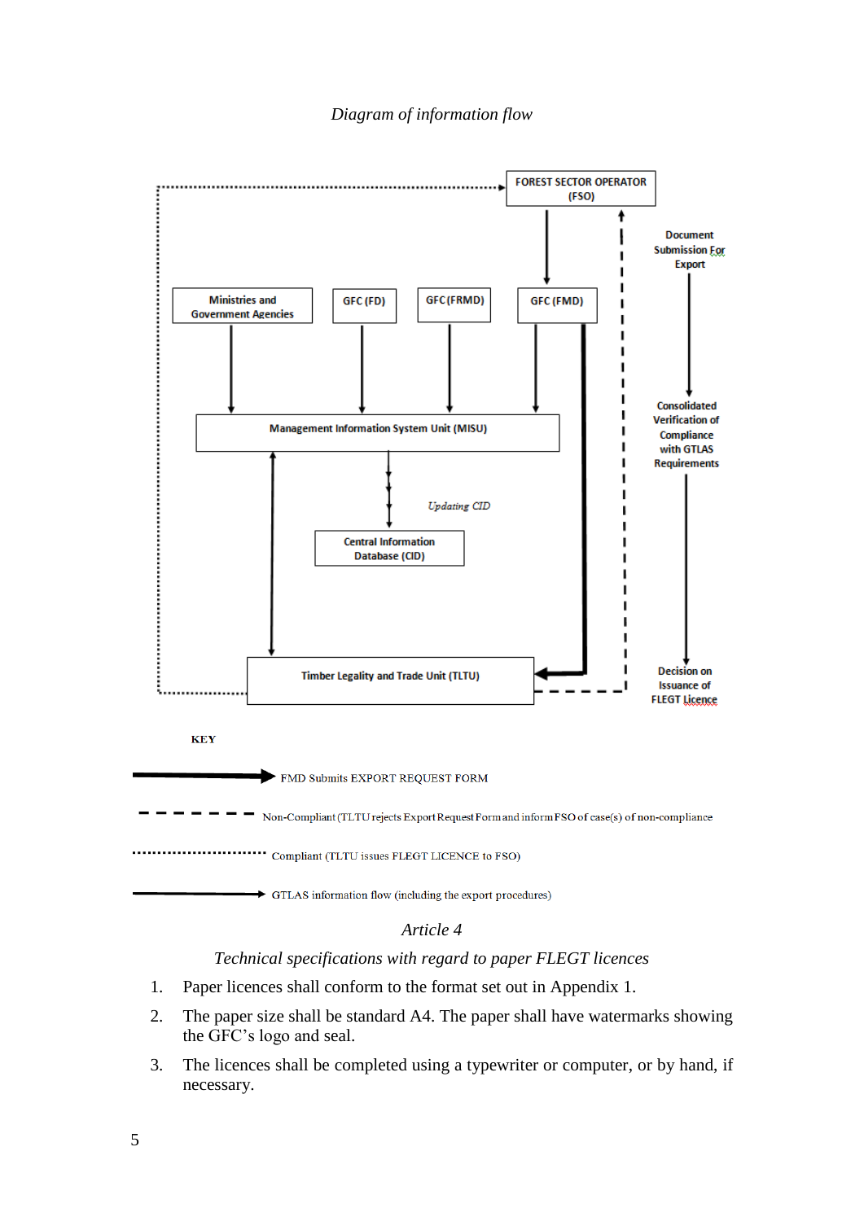*Diagram of information flow*

FOREST SECTOR OPERATOR (FSO)

Document Submission For Export

Ministries and Government Agencies

GFC (FD)

GFC (FRMD)

GFC (FMD)

Management Information System Unit (MISU)

Consolidated Verification of Compliance with GTLAS Requirements

*Updating CID*

Central Information Database (CID)

Timber Legality and Trade Unit (TLTU)

Decision on Issuance of FLEGT Licence

**KEY**

Thick arrow: FMD Submits EXPORT REQUEST FORM

Dashed line: Non-Compliant (TLTU rejects Export Request Form and inform FSO of case(s) of non-compliance

Dotted line: Compliant (TLTU issues FLEGT LICENCE to FSO)

Thin arrow: GTLAS information flow (including the export procedures)

*Article 4*

*Technical specifications with regard to paper FLEGT licences*

1. Paper licences shall conform to the format set out in Appendix 1.
2. The paper size shall be standard A4. The paper shall have watermarks showing the GFC's logo and seal.
3. The licences shall be completed using a typewriter or computer, or by hand, if necessary.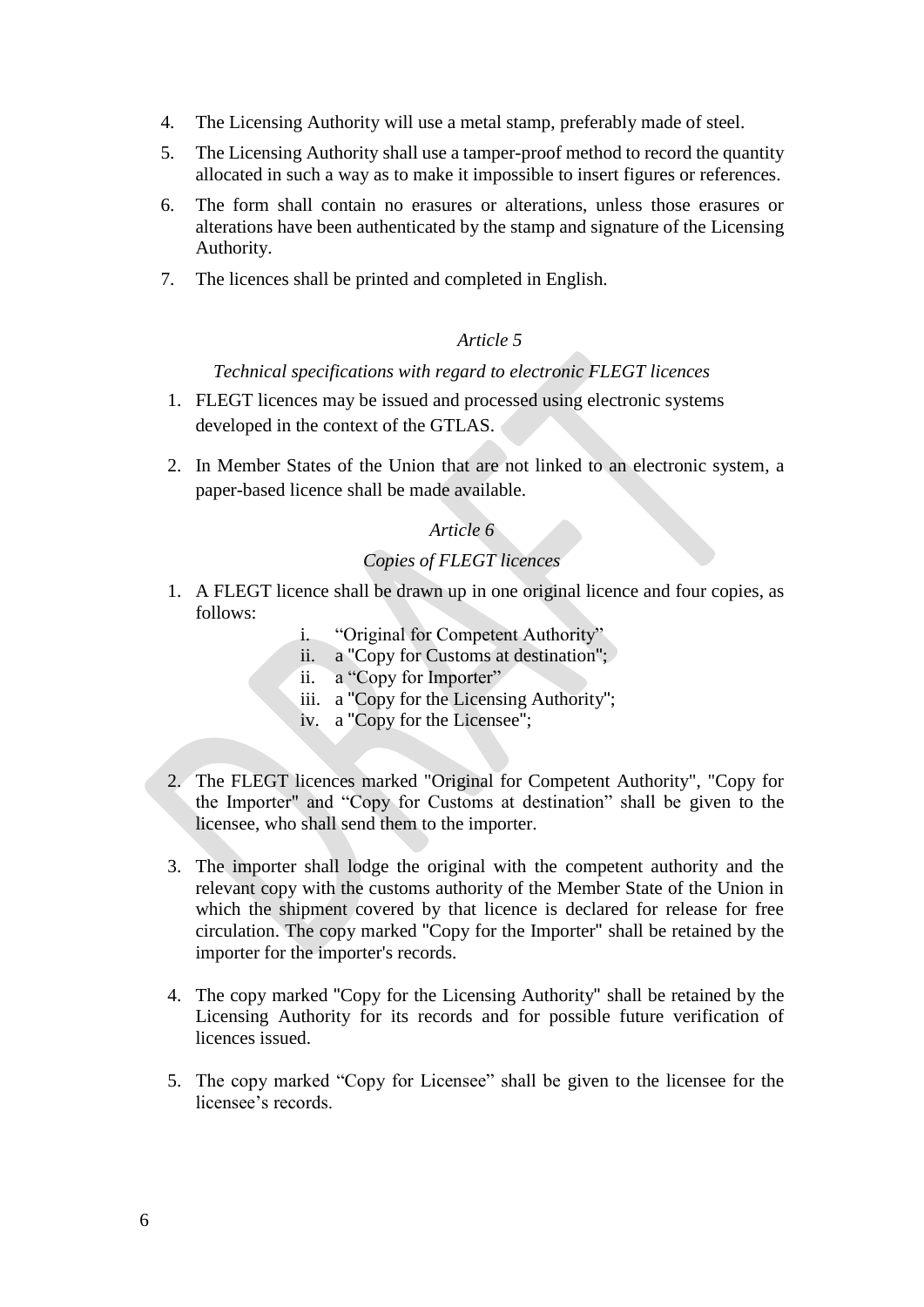4. The Licensing Authority will use a metal stamp, preferably made of steel.
5. The Licensing Authority shall use a tamper-proof method to record the quantity allocated in such a way as to make it impossible to insert figures or references.
6. The form shall contain no erasures or alterations, unless those erasures or alterations have been authenticated by the stamp and signature of the Licensing Authority.
7. The licences shall be printed and completed in English.

*Article 5*

*Technical specifications with regard to electronic FLEGT licences*

1. FLEGT licences may be issued and processed using electronic systems developed in the context of the GTLAS.
2. In Member States of the Union that are not linked to an electronic system, a paper-based licence shall be made available.

*Article 6*

*Copies of FLEGT licences*

1. A FLEGT licence shall be drawn up in one original licence and four copies, as follows:
   - i. "Original for Competent Authority"
   - ii. a "Copy for Customs at destination";
   - ii. a "Copy for Importer"
   - iii. a "Copy for the Licensing Authority";
   - iv. a "Copy for the Licensee";

2. The FLEGT licences marked "Original for Competent Authority", "Copy for the Importer" and "Copy for Customs at destination" shall be given to the licensee, who shall send them to the importer.

3. The importer shall lodge the original with the competent authority and the relevant copy with the customs authority of the Member State of the Union in which the shipment covered by that licence is declared for release for free circulation. The copy marked "Copy for the Importer" shall be retained by the importer for the importer's records.

4. The copy marked "Copy for the Licensing Authority" shall be retained by the Licensing Authority for its records and for possible future verification of licences issued.

5. The copy marked "Copy for Licensee" shall be given to the licensee for the licensee's records.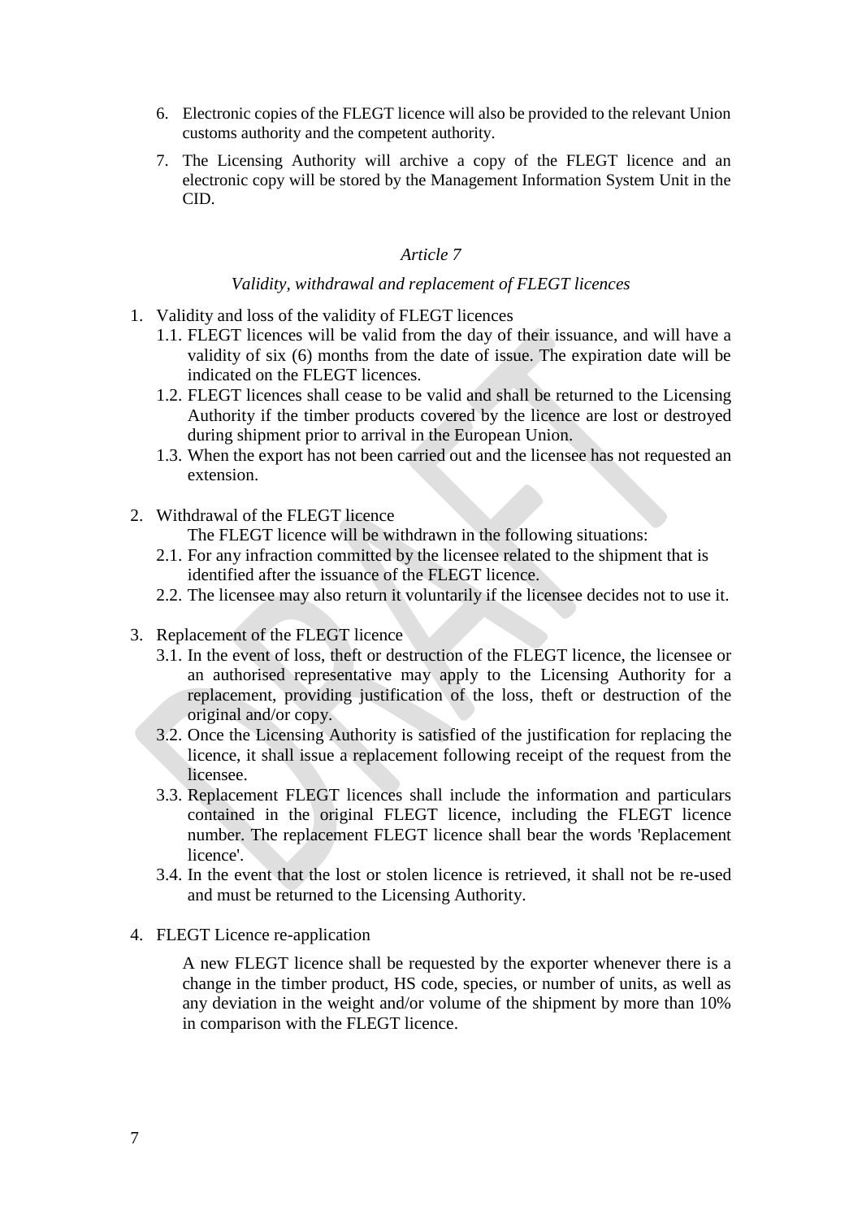6. Electronic copies of the FLEGT licence will also be provided to the relevant Union customs authority and the competent authority.
7. The Licensing Authority will archive a copy of the FLEGT licence and an electronic copy will be stored by the Management Information System Unit in the CID.

*Article 7*

*Validity, withdrawal and replacement of FLEGT licences*

1. Validity and loss of the validity of FLEGT licences
   1.1. FLEGT licences will be valid from the day of their issuance, and will have a validity of six (6) months from the date of issue. The expiration date will be indicated on the FLEGT licences.
   1.2. FLEGT licences shall cease to be valid and shall be returned to the Licensing Authority if the timber products covered by the licence are lost or destroyed during shipment prior to arrival in the European Union.
   1.3. When the export has not been carried out and the licensee has not requested an extension.
2. Withdrawal of the FLEGT licence

   The FLEGT licence will be withdrawn in the following situations:
   2.1. For any infraction committed by the licensee related to the shipment that is identified after the issuance of the FLEGT licence.
   2.2. The licensee may also return it voluntarily if the licensee decides not to use it.
3. Replacement of the FLEGT licence
   3.1. In the event of loss, theft or destruction of the FLEGT licence, the licensee or an authorised representative may apply to the Licensing Authority for a replacement, providing justification of the loss, theft or destruction of the original and/or copy.
   3.2. Once the Licensing Authority is satisfied of the justification for replacing the licence, it shall issue a replacement following receipt of the request from the licensee.
   3.3. Replacement FLEGT licences shall include the information and particulars contained in the original FLEGT licence, including the FLEGT licence number. The replacement FLEGT licence shall bear the words 'Replacement licence'.
   3.4. In the event that the lost or stolen licence is retrieved, it shall not be re-used and must be returned to the Licensing Authority.
4. FLEGT Licence re-application

   A new FLEGT licence shall be requested by the exporter whenever there is a change in the timber product, HS code, species, or number of units, as well as any deviation in the weight and/or volume of the shipment by more than 10% in comparison with the FLEGT licence.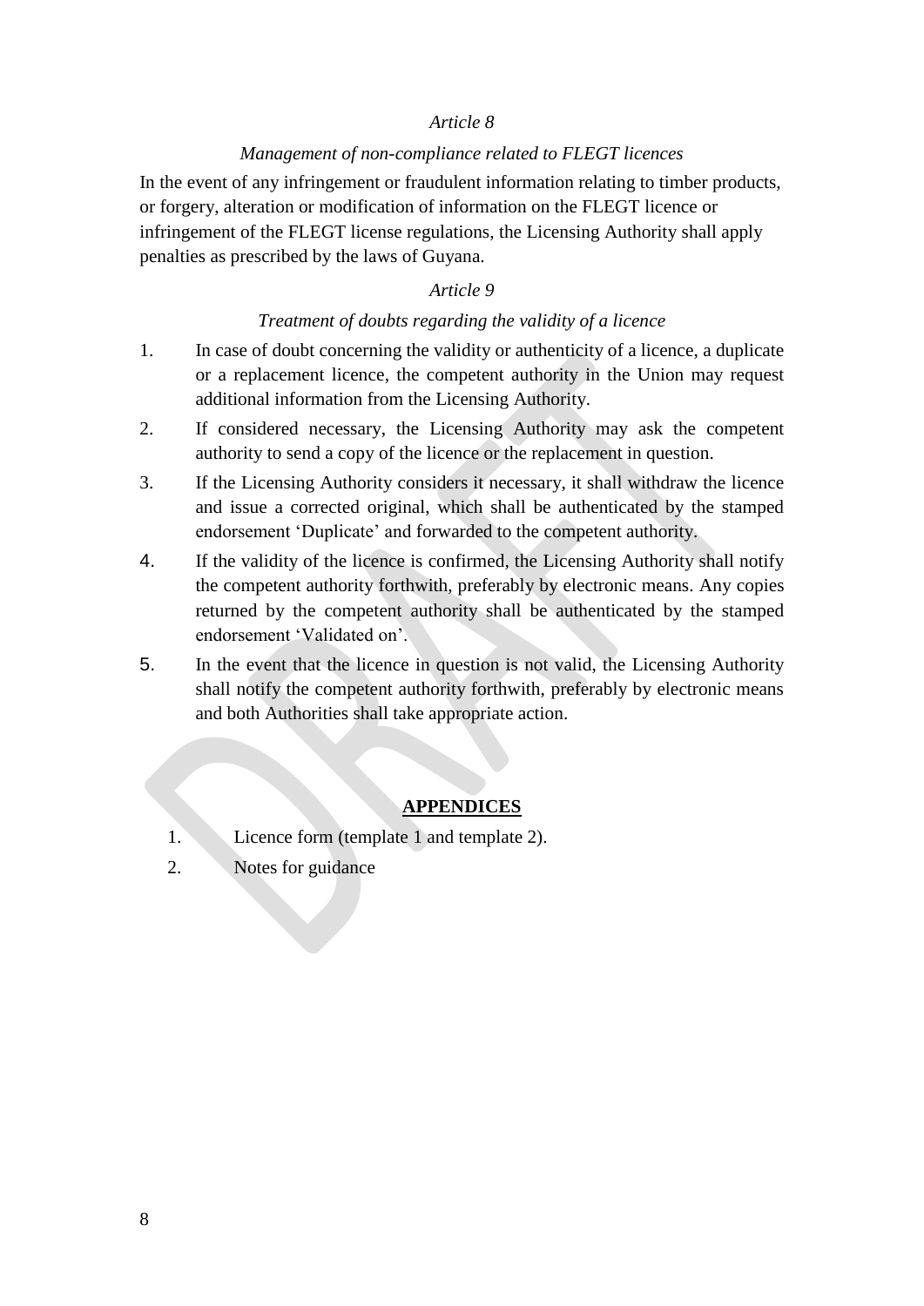*Article 8*

*Management of non-compliance related to FLEGT licences*

In the event of any infringement or fraudulent information relating to timber products, or forgery, alteration or modification of information on the FLEGT licence or infringement of the FLEGT license regulations, the Licensing Authority shall apply penalties as prescribed by the laws of Guyana.

*Article 9*

*Treatment of doubts regarding the validity of a licence*

1. In case of doubt concerning the validity or authenticity of a licence, a duplicate or a replacement licence, the competent authority in the Union may request additional information from the Licensing Authority.
2. If considered necessary, the Licensing Authority may ask the competent authority to send a copy of the licence or the replacement in question.
3. If the Licensing Authority considers it necessary, it shall withdraw the licence and issue a corrected original, which shall be authenticated by the stamped endorsement 'Duplicate' and forwarded to the competent authority.
4. If the validity of the licence is confirmed, the Licensing Authority shall notify the competent authority forthwith, preferably by electronic means. Any copies returned by the competent authority shall be authenticated by the stamped endorsement 'Validated on'.
5. In the event that the licence in question is not valid, the Licensing Authority shall notify the competent authority forthwith, preferably by electronic means and both Authorities shall take appropriate action.

**APPENDICES**

1. Licence form (template 1 and template 2).
2. Notes for guidance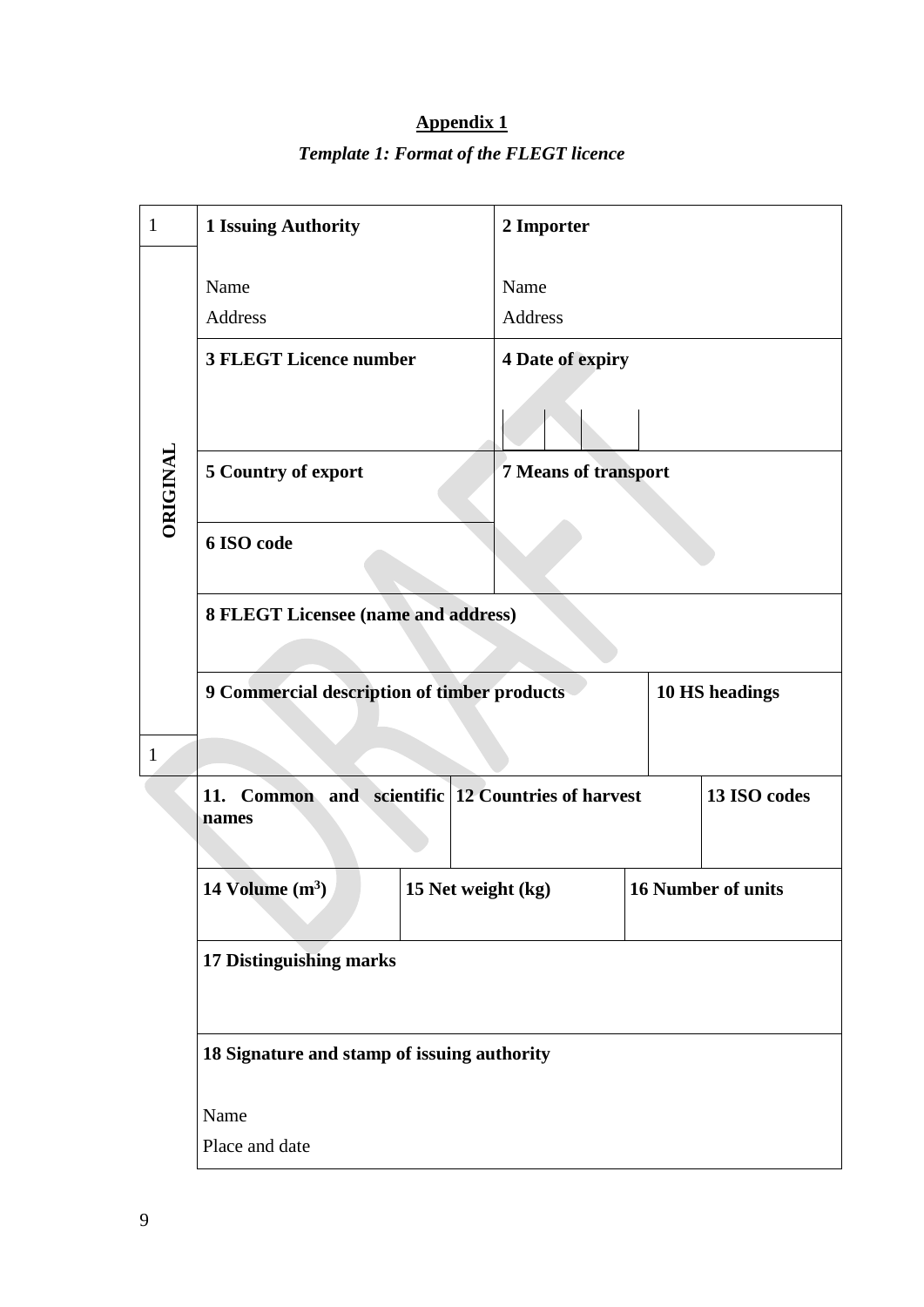**Appendix 1**

***Template 1: Format of the FLEGT licence***

| 1 | 1 Issuing Authority<br><br>Name<br>Address | | 2 Importer<br><br>Name<br>Address | | |
|---|---|---|---|---|---|
| ORIGINAL | 3 FLEGT Licence number | | 4 Date of expiry | | |
| | 5 Country of export | | 7 Means of transport | | |
| | 6 ISO code | | | | |
| | 8 FLEGT Licensee (name and address) | | | | |
| 1 | 9 Commercial description of timber products | | | 10 HS headings | |
| | 11. Common and scientific names | 12 Countries of harvest | | | 13 ISO codes |
| | 14 Volume ($m^3$) | 15 Net weight (kg) | | 16 Number of units | |
| | 17 Distinguishing marks | | | | |
| | 18 Signature and stamp of issuing authority<br><br>Name<br>Place and date | | | | |

DRAFT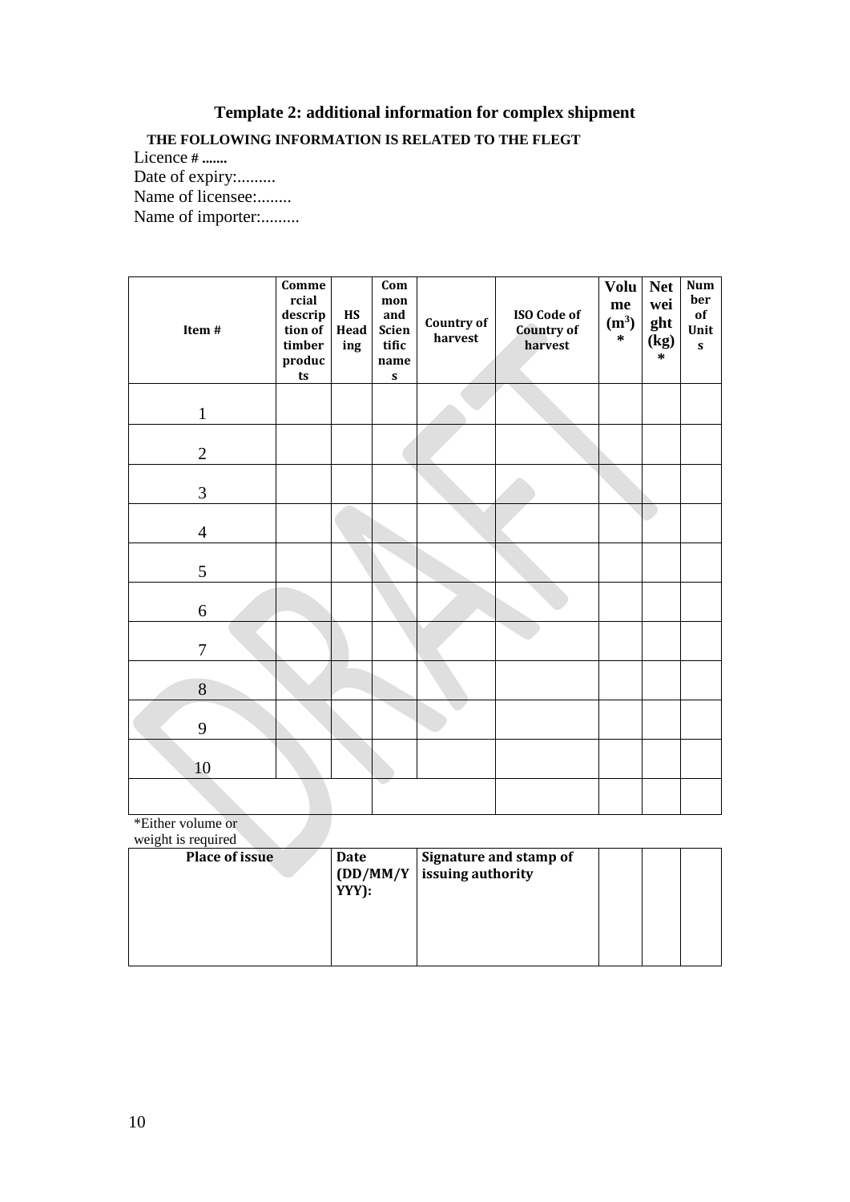## Template 2: additional information for complex shipment

**THE FOLLOWING INFORMATION IS RELATED TO THE FLEGT**

Licence **# .......**
Date of expiry:.........
Name of licensee:........
Name of importer:.........

| Item # | Commercial description of timber products | HS Heading | Common and Scientific names | Country of harvest | ISO Code of Country of harvest | Volume ($m^3$) * | Net weight (kg) * | Number of Units |
|---|---|---|---|---|---|---|---|---|
| 1 | | | | | | | | |
| 2 | | | | | | | | |
| 3 | | | | | | | | |
| 4 | | | | | | | | |
| 5 | | | | | | | | |
| 6 | | | | | | | | |
| 7 | | | | | | | | |
| 8 | | | | | | | | |
| 9 | | | | | | | | |
| 10 | | | | | | | | |
| | | | | | | | | |

*Either volume or weight is required

| Place of issue | Date (DD/MM/YYYY): | Signature and stamp of issuing authority | | | |
|---|---|---|---|---|---|
| | | | | | |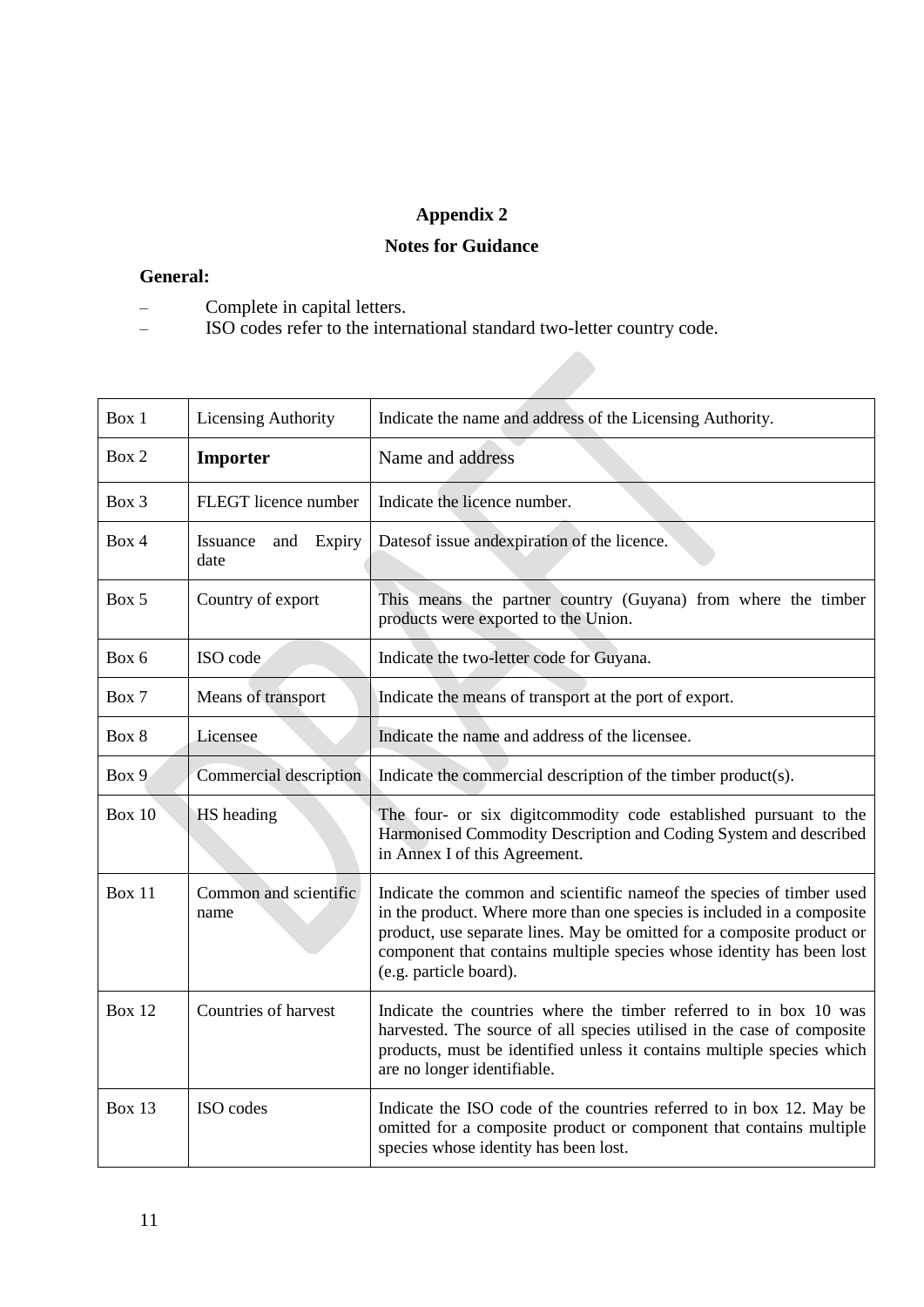## Appendix 2

## Notes for Guidance

**General:**

- Complete in capital letters.
- ISO codes refer to the international standard two-letter country code.

| | | |
|---|---|---|
| Box 1 | Licensing Authority | Indicate the name and address of the Licensing Authority. |
| Box 2 | **Importer** | Name and address |
| Box 3 | FLEGT licence number | Indicate the licence number. |
| Box 4 | Issuance and Expiry date | Datesof issue andexpiration of the licence. |
| Box 5 | Country of export | This means the partner country (Guyana) from where the timber products were exported to the Union. |
| Box 6 | ISO code | Indicate the two-letter code for Guyana. |
| Box 7 | Means of transport | Indicate the means of transport at the port of export. |
| Box 8 | Licensee | Indicate the name and address of the licensee. |
| Box 9 | Commercial description | Indicate the commercial description of the timber product(s). |
| Box 10 | HS heading | The four- or six digitcommodity code established pursuant to the Harmonised Commodity Description and Coding System and described in Annex I of this Agreement. |
| Box 11 | Common and scientific name | Indicate the common and scientific nameof the species of timber used in the product. Where more than one species is included in a composite product, use separate lines. May be omitted for a composite product or component that contains multiple species whose identity has been lost (e.g. particle board). |
| Box 12 | Countries of harvest | Indicate the countries where the timber referred to in box 10 was harvested. The source of all species utilised in the case of composite products, must be identified unless it contains multiple species which are no longer identifiable. |
| Box 13 | ISO codes | Indicate the ISO code of the countries referred to in box 12. May be omitted for a composite product or component that contains multiple species whose identity has been lost. |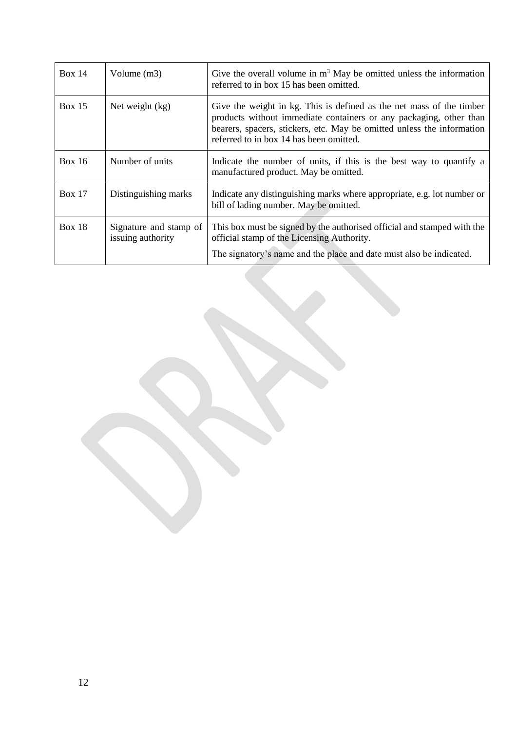| | | |
|---|---|---|
| Box 14 | Volume (m3) | Give the overall volume in $m^3$ May be omitted unless the information referred to in box 15 has been omitted. |
| Box 15 | Net weight (kg) | Give the weight in kg. This is defined as the net mass of the timber products without immediate containers or any packaging, other than bearers, spacers, stickers, etc. May be omitted unless the information referred to in box 14 has been omitted. |
| Box 16 | Number of units | Indicate the number of units, if this is the best way to quantify a manufactured product. May be omitted. |
| Box 17 | Distinguishing marks | Indicate any distinguishing marks where appropriate, e.g. lot number or bill of lading number. May be omitted. |
| Box 18 | Signature and stamp of issuing authority | This box must be signed by the authorised official and stamped with the official stamp of the Licensing Authority. The signatory's name and the place and date must also be indicated. |